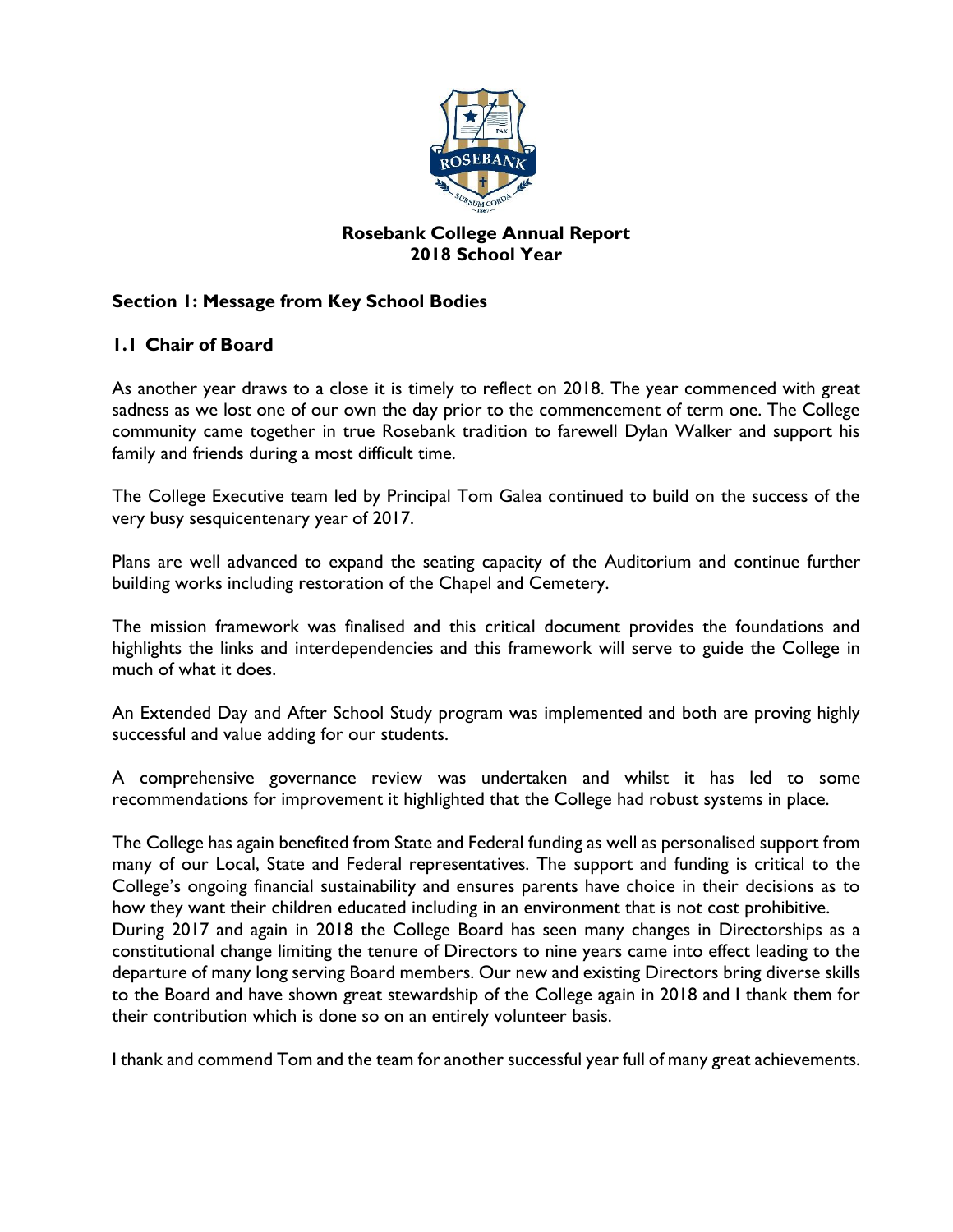# Rosebank College Annual Report
# 2018 School Year

## Section 1: Message from Key School Bodies

### 1.1 Chair of Board

As another year draws to a close it is timely to reflect on 2018. The year commenced with great sadness as we lost one of our own the day prior to the commencement of term one. The College community came together in true Rosebank tradition to farewell Dylan Walker and support his family and friends during a most difficult time.

The College Executive team led by Principal Tom Galea continued to build on the success of the very busy sesquicentenary year of 2017.

Plans are well advanced to expand the seating capacity of the Auditorium and continue further building works including restoration of the Chapel and Cemetery.

The mission framework was finalised and this critical document provides the foundations and highlights the links and interdependencies and this framework will serve to guide the College in much of what it does.

An Extended Day and After School Study program was implemented and both are proving highly successful and value adding for our students.

A comprehensive governance review was undertaken and whilst it has led to some recommendations for improvement it highlighted that the College had robust systems in place.

The College has again benefited from State and Federal funding as well as personalised support from many of our Local, State and Federal representatives. The support and funding is critical to the College's ongoing financial sustainability and ensures parents have choice in their decisions as to how they want their children educated including in an environment that is not cost prohibitive.

During 2017 and again in 2018 the College Board has seen many changes in Directorships as a constitutional change limiting the tenure of Directors to nine years came into effect leading to the departure of many long serving Board members. Our new and existing Directors bring diverse skills to the Board and have shown great stewardship of the College again in 2018 and I thank them for their contribution which is done so on an entirely volunteer basis.

I thank and commend Tom and the team for another successful year full of many great achievements.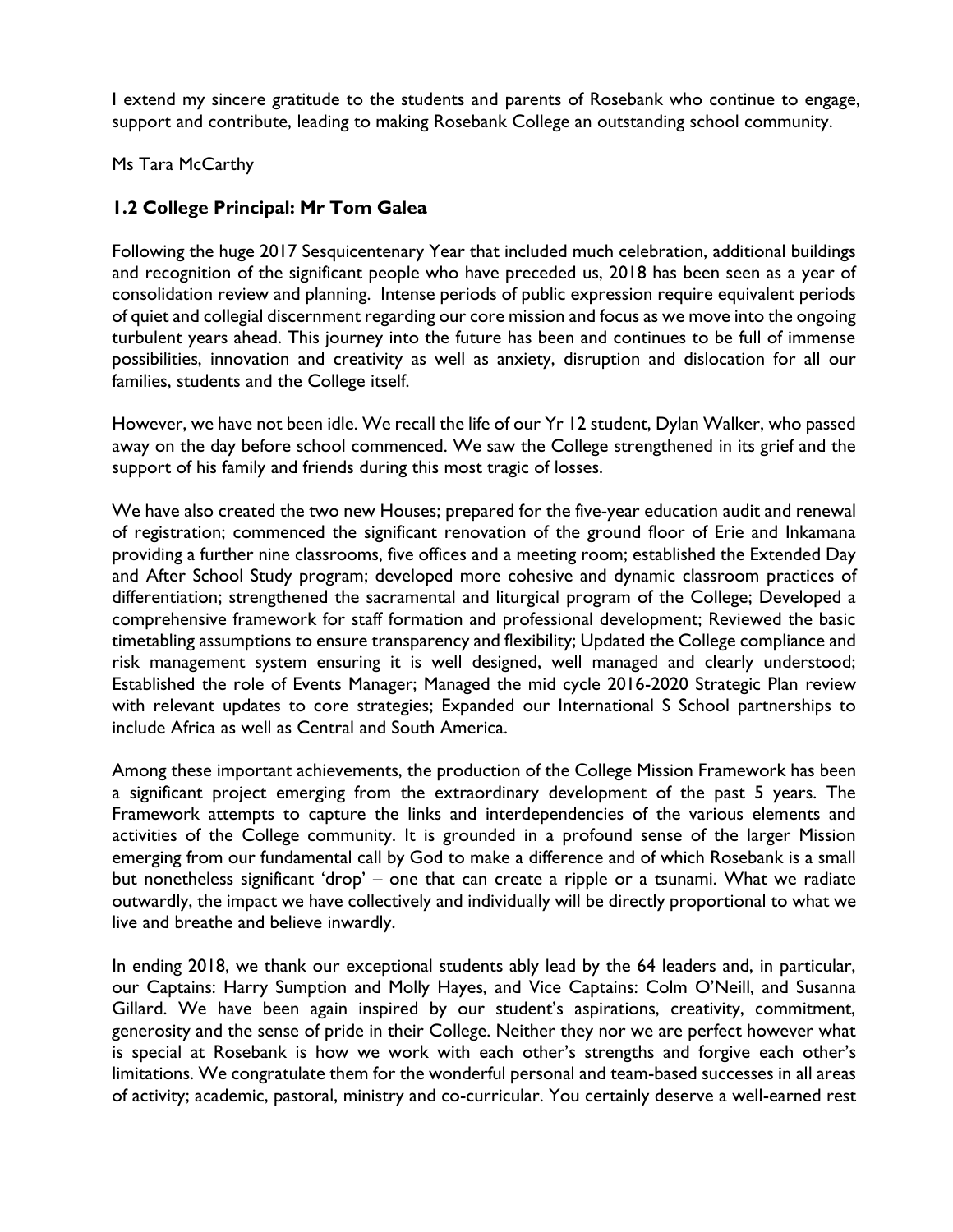I extend my sincere gratitude to the students and parents of Rosebank who continue to engage, support and contribute, leading to making Rosebank College an outstanding school community.

Ms Tara McCarthy

### 1.2 College Principal: Mr Tom Galea

Following the huge 2017 Sesquicentenary Year that included much celebration, additional buildings and recognition of the significant people who have preceded us, 2018 has been seen as a year of consolidation review and planning. Intense periods of public expression require equivalent periods of quiet and collegial discernment regarding our core mission and focus as we move into the ongoing turbulent years ahead. This journey into the future has been and continues to be full of immense possibilities, innovation and creativity as well as anxiety, disruption and dislocation for all our families, students and the College itself.

However, we have not been idle. We recall the life of our Yr 12 student, Dylan Walker, who passed away on the day before school commenced. We saw the College strengthened in its grief and the support of his family and friends during this most tragic of losses.

We have also created the two new Houses; prepared for the five-year education audit and renewal of registration; commenced the significant renovation of the ground floor of Erie and Inkamana providing a further nine classrooms, five offices and a meeting room; established the Extended Day and After School Study program; developed more cohesive and dynamic classroom practices of differentiation; strengthened the sacramental and liturgical program of the College; Developed a comprehensive framework for staff formation and professional development; Reviewed the basic timetabling assumptions to ensure transparency and flexibility; Updated the College compliance and risk management system ensuring it is well designed, well managed and clearly understood; Established the role of Events Manager; Managed the mid cycle 2016-2020 Strategic Plan review with relevant updates to core strategies; Expanded our International S School partnerships to include Africa as well as Central and South America.

Among these important achievements, the production of the College Mission Framework has been a significant project emerging from the extraordinary development of the past 5 years. The Framework attempts to capture the links and interdependencies of the various elements and activities of the College community. It is grounded in a profound sense of the larger Mission emerging from our fundamental call by God to make a difference and of which Rosebank is a small but nonetheless significant 'drop' – one that can create a ripple or a tsunami. What we radiate outwardly, the impact we have collectively and individually will be directly proportional to what we live and breathe and believe inwardly.

In ending 2018, we thank our exceptional students ably lead by the 64 leaders and, in particular, our Captains: Harry Sumption and Molly Hayes, and Vice Captains: Colm O'Neill, and Susanna Gillard. We have been again inspired by our student's aspirations, creativity, commitment, generosity and the sense of pride in their College. Neither they nor we are perfect however what is special at Rosebank is how we work with each other's strengths and forgive each other's limitations. We congratulate them for the wonderful personal and team-based successes in all areas of activity; academic, pastoral, ministry and co-curricular. You certainly deserve a well-earned rest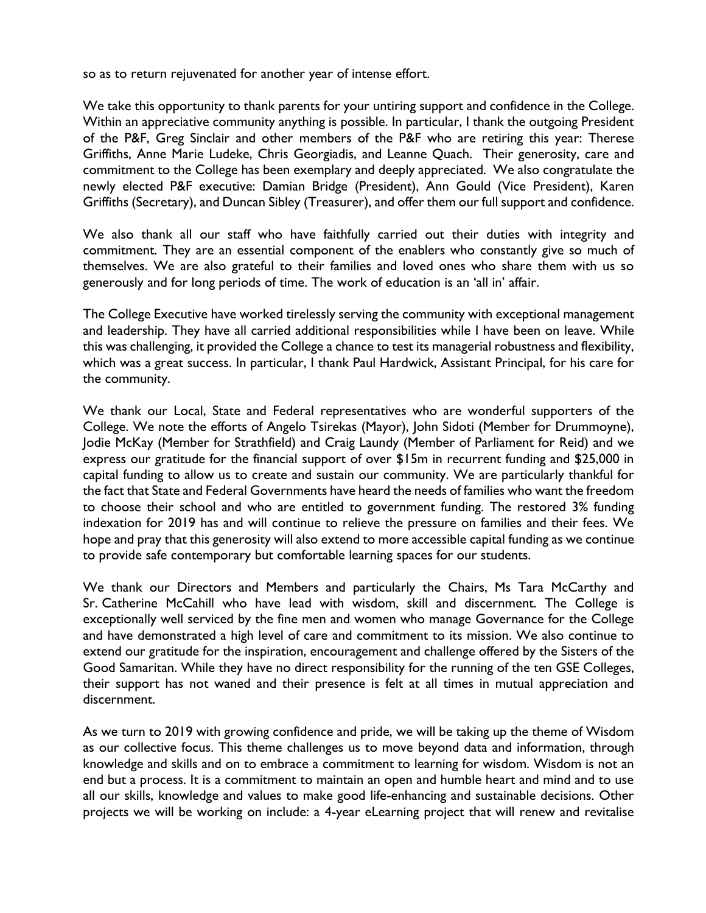so as to return rejuvenated for another year of intense effort.

We take this opportunity to thank parents for your untiring support and confidence in the College. Within an appreciative community anything is possible. In particular, I thank the outgoing President of the P&F, Greg Sinclair and other members of the P&F who are retiring this year: Therese Griffiths, Anne Marie Ludeke, Chris Georgiadis, and Leanne Quach. Their generosity, care and commitment to the College has been exemplary and deeply appreciated. We also congratulate the newly elected P&F executive: Damian Bridge (President), Ann Gould (Vice President), Karen Griffiths (Secretary), and Duncan Sibley (Treasurer), and offer them our full support and confidence.

We also thank all our staff who have faithfully carried out their duties with integrity and commitment. They are an essential component of the enablers who constantly give so much of themselves. We are also grateful to their families and loved ones who share them with us so generously and for long periods of time. The work of education is an 'all in' affair.

The College Executive have worked tirelessly serving the community with exceptional management and leadership. They have all carried additional responsibilities while I have been on leave. While this was challenging, it provided the College a chance to test its managerial robustness and flexibility, which was a great success. In particular, I thank Paul Hardwick, Assistant Principal, for his care for the community.

We thank our Local, State and Federal representatives who are wonderful supporters of the College. We note the efforts of Angelo Tsirekas (Mayor), John Sidoti (Member for Drummoyne), Jodie McKay (Member for Strathfield) and Craig Laundy (Member of Parliament for Reid) and we express our gratitude for the financial support of over $15m in recurrent funding and $25,000 in capital funding to allow us to create and sustain our community. We are particularly thankful for the fact that State and Federal Governments have heard the needs of families who want the freedom to choose their school and who are entitled to government funding. The restored 3% funding indexation for 2019 has and will continue to relieve the pressure on families and their fees. We hope and pray that this generosity will also extend to more accessible capital funding as we continue to provide safe contemporary but comfortable learning spaces for our students.

We thank our Directors and Members and particularly the Chairs, Ms Tara McCarthy and Sr. Catherine McCahill who have lead with wisdom, skill and discernment. The College is exceptionally well serviced by the fine men and women who manage Governance for the College and have demonstrated a high level of care and commitment to its mission. We also continue to extend our gratitude for the inspiration, encouragement and challenge offered by the Sisters of the Good Samaritan. While they have no direct responsibility for the running of the ten GSE Colleges, their support has not waned and their presence is felt at all times in mutual appreciation and discernment.

As we turn to 2019 with growing confidence and pride, we will be taking up the theme of Wisdom as our collective focus. This theme challenges us to move beyond data and information, through knowledge and skills and on to embrace a commitment to learning for wisdom. Wisdom is not an end but a process. It is a commitment to maintain an open and humble heart and mind and to use all our skills, knowledge and values to make good life-enhancing and sustainable decisions. Other projects we will be working on include: a 4-year eLearning project that will renew and revitalise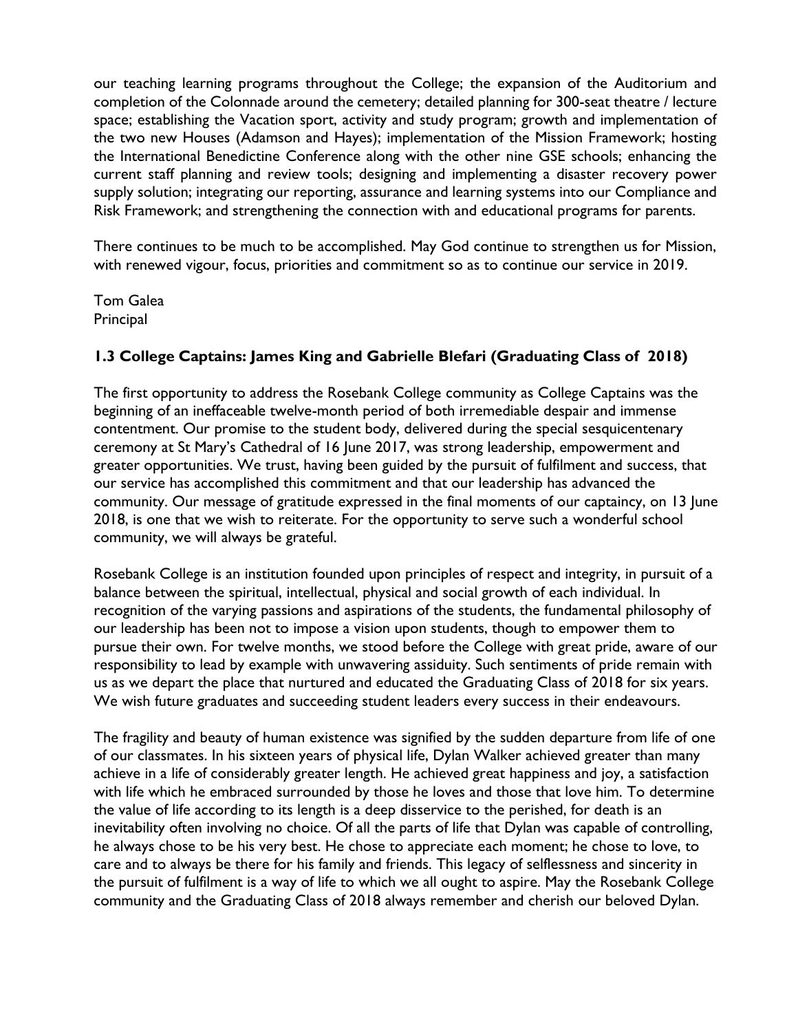our teaching learning programs throughout the College; the expansion of the Auditorium and completion of the Colonnade around the cemetery; detailed planning for 300-seat theatre / lecture space; establishing the Vacation sport, activity and study program; growth and implementation of the two new Houses (Adamson and Hayes); implementation of the Mission Framework; hosting the International Benedictine Conference along with the other nine GSE schools; enhancing the current staff planning and review tools; designing and implementing a disaster recovery power supply solution; integrating our reporting, assurance and learning systems into our Compliance and Risk Framework; and strengthening the connection with and educational programs for parents.

There continues to be much to be accomplished. May God continue to strengthen us for Mission, with renewed vigour, focus, priorities and commitment so as to continue our service in 2019.

Tom Galea
Principal

### 1.3 College Captains: James King and Gabrielle Blefari (Graduating Class of 2018)

The first opportunity to address the Rosebank College community as College Captains was the beginning of an ineffaceable twelve-month period of both irremediable despair and immense contentment. Our promise to the student body, delivered during the special sesquicentenary ceremony at St Mary's Cathedral of 16 June 2017, was strong leadership, empowerment and greater opportunities. We trust, having been guided by the pursuit of fulfilment and success, that our service has accomplished this commitment and that our leadership has advanced the community. Our message of gratitude expressed in the final moments of our captaincy, on 13 June 2018, is one that we wish to reiterate. For the opportunity to serve such a wonderful school community, we will always be grateful.

Rosebank College is an institution founded upon principles of respect and integrity, in pursuit of a balance between the spiritual, intellectual, physical and social growth of each individual. In recognition of the varying passions and aspirations of the students, the fundamental philosophy of our leadership has been not to impose a vision upon students, though to empower them to pursue their own. For twelve months, we stood before the College with great pride, aware of our responsibility to lead by example with unwavering assiduity. Such sentiments of pride remain with us as we depart the place that nurtured and educated the Graduating Class of 2018 for six years. We wish future graduates and succeeding student leaders every success in their endeavours.

The fragility and beauty of human existence was signified by the sudden departure from life of one of our classmates. In his sixteen years of physical life, Dylan Walker achieved greater than many achieve in a life of considerably greater length. He achieved great happiness and joy, a satisfaction with life which he embraced surrounded by those he loves and those that love him. To determine the value of life according to its length is a deep disservice to the perished, for death is an inevitability often involving no choice. Of all the parts of life that Dylan was capable of controlling, he always chose to be his very best. He chose to appreciate each moment; he chose to love, to care and to always be there for his family and friends. This legacy of selflessness and sincerity in the pursuit of fulfilment is a way of life to which we all ought to aspire. May the Rosebank College community and the Graduating Class of 2018 always remember and cherish our beloved Dylan.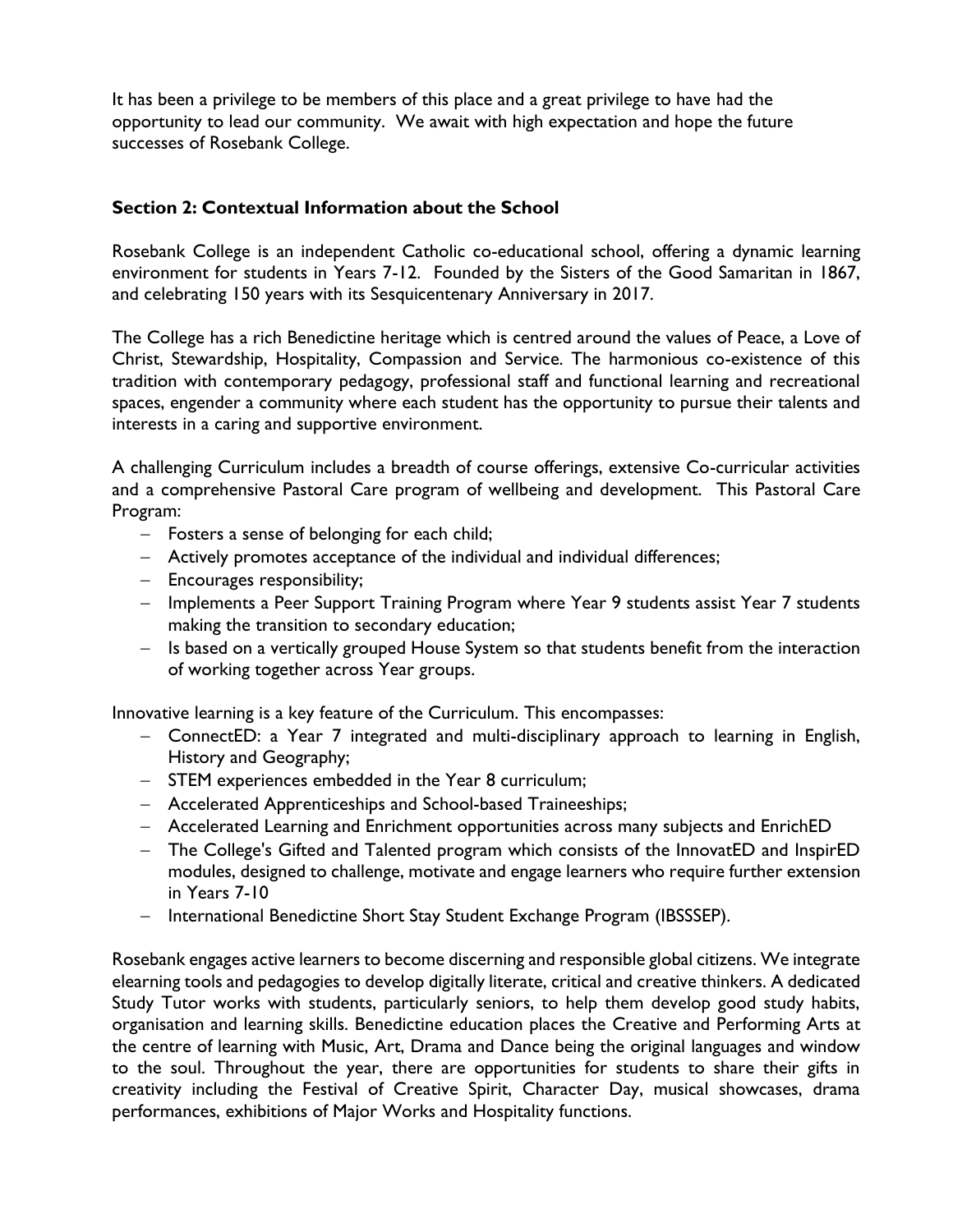It has been a privilege to be members of this place and a great privilege to have had the opportunity to lead our community. We await with high expectation and hope the future successes of Rosebank College.

## Section 2: Contextual Information about the School

Rosebank College is an independent Catholic co-educational school, offering a dynamic learning environment for students in Years 7-12. Founded by the Sisters of the Good Samaritan in 1867, and celebrating 150 years with its Sesquicentenary Anniversary in 2017.

The College has a rich Benedictine heritage which is centred around the values of Peace, a Love of Christ, Stewardship, Hospitality, Compassion and Service. The harmonious co-existence of this tradition with contemporary pedagogy, professional staff and functional learning and recreational spaces, engender a community where each student has the opportunity to pursue their talents and interests in a caring and supportive environment.

A challenging Curriculum includes a breadth of course offerings, extensive Co-curricular activities and a comprehensive Pastoral Care program of wellbeing and development. This Pastoral Care Program:

- Fosters a sense of belonging for each child;
- Actively promotes acceptance of the individual and individual differences;
- Encourages responsibility;
- Implements a Peer Support Training Program where Year 9 students assist Year 7 students making the transition to secondary education;
- Is based on a vertically grouped House System so that students benefit from the interaction of working together across Year groups.

Innovative learning is a key feature of the Curriculum. This encompasses:

- ConnectED: a Year 7 integrated and multi-disciplinary approach to learning in English, History and Geography;
- STEM experiences embedded in the Year 8 curriculum;
- Accelerated Apprenticeships and School-based Traineeships;
- Accelerated Learning and Enrichment opportunities across many subjects and EnrichED
- The College's Gifted and Talented program which consists of the InnovatED and InspirED modules, designed to challenge, motivate and engage learners who require further extension in Years 7-10
- International Benedictine Short Stay Student Exchange Program (IBSSSEP).

Rosebank engages active learners to become discerning and responsible global citizens. We integrate elearning tools and pedagogies to develop digitally literate, critical and creative thinkers. A dedicated Study Tutor works with students, particularly seniors, to help them develop good study habits, organisation and learning skills. Benedictine education places the Creative and Performing Arts at the centre of learning with Music, Art, Drama and Dance being the original languages and window to the soul. Throughout the year, there are opportunities for students to share their gifts in creativity including the Festival of Creative Spirit, Character Day, musical showcases, drama performances, exhibitions of Major Works and Hospitality functions.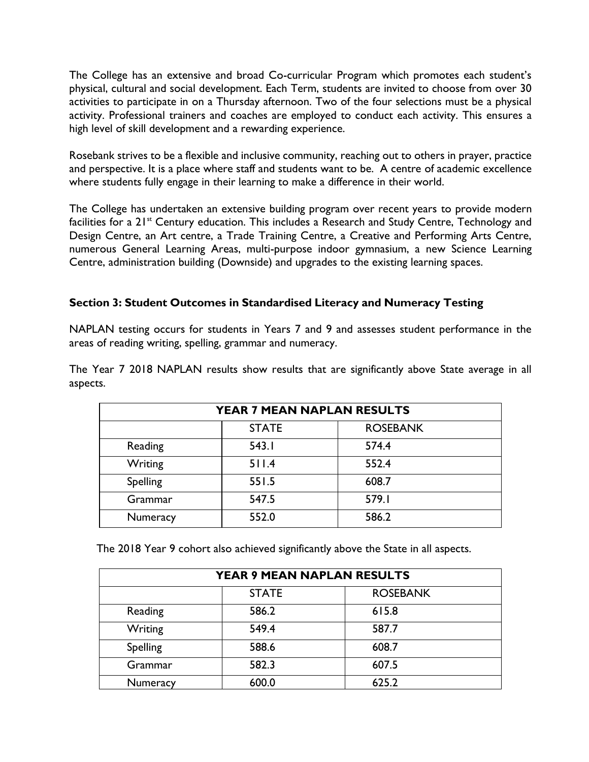The College has an extensive and broad Co-curricular Program which promotes each student's physical, cultural and social development. Each Term, students are invited to choose from over 30 activities to participate in on a Thursday afternoon. Two of the four selections must be a physical activity. Professional trainers and coaches are employed to conduct each activity. This ensures a high level of skill development and a rewarding experience.

Rosebank strives to be a flexible and inclusive community, reaching out to others in prayer, practice and perspective. It is a place where staff and students want to be. A centre of academic excellence where students fully engage in their learning to make a difference in their world.

The College has undertaken an extensive building program over recent years to provide modern facilities for a 21st Century education. This includes a Research and Study Centre, Technology and Design Centre, an Art centre, a Trade Training Centre, a Creative and Performing Arts Centre, numerous General Learning Areas, multi-purpose indoor gymnasium, a new Science Learning Centre, administration building (Downside) and upgrades to the existing learning spaces.

### Section 3: Student Outcomes in Standardised Literacy and Numeracy Testing

NAPLAN testing occurs for students in Years 7 and 9 and assesses student performance in the areas of reading writing, spelling, grammar and numeracy.

The Year 7 2018 NAPLAN results show results that are significantly above State average in all aspects.

| YEAR 7 MEAN NAPLAN RESULTS | | |
|---|---|---|
| | STATE | ROSEBANK |
| Reading | 543.1 | 574.4 |
| Writing | 511.4 | 552.4 |
| Spelling | 551.5 | 608.7 |
| Grammar | 547.5 | 579.1 |
| Numeracy | 552.0 | 586.2 |

The 2018 Year 9 cohort also achieved significantly above the State in all aspects.

| YEAR 9 MEAN NAPLAN RESULTS | | |
|---|---|---|
| | STATE | ROSEBANK |
| Reading | 586.2 | 615.8 |
| Writing | 549.4 | 587.7 |
| Spelling | 588.6 | 608.7 |
| Grammar | 582.3 | 607.5 |
| Numeracy | 600.0 | 625.2 |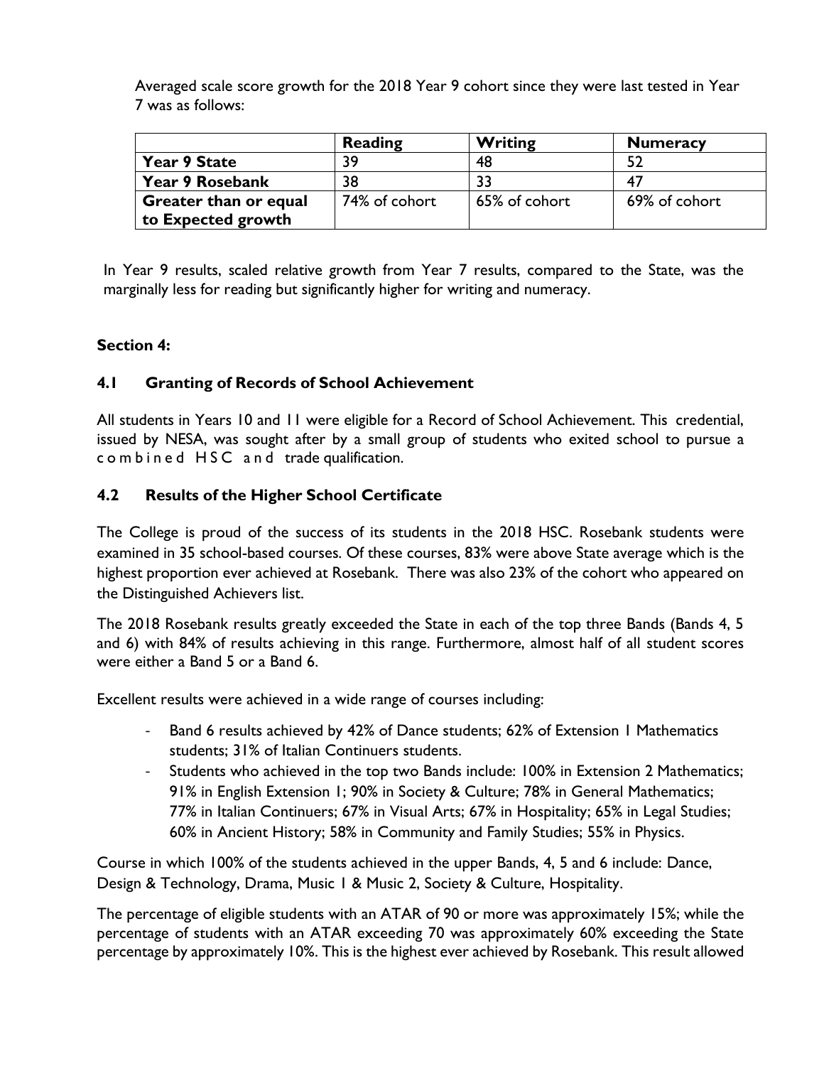Averaged scale score growth for the 2018 Year 9 cohort since they were last tested in Year 7 was as follows:

| | **Reading** | **Writing** | **Numeracy** |
|---|---|---|---|
| **Year 9 State** | 39 | 48 | 52 |
| **Year 9 Rosebank** | 38 | 33 | 47 |
| **Greater than or equal to Expected growth** | 74% of cohort | 65% of cohort | 69% of cohort |

In Year 9 results, scaled relative growth from Year 7 results, compared to the State, was the marginally less for reading but significantly higher for writing and numeracy.

**Section 4:**

### 4.1 Granting of Records of School Achievement

All students in Years 10 and 11 were eligible for a Record of School Achievement. This credential, issued by NESA, was sought after by a small group of students who exited school to pursue a combined HSC and trade qualification.

### 4.2 Results of the Higher School Certificate

The College is proud of the success of its students in the 2018 HSC. Rosebank students were examined in 35 school-based courses. Of these courses, 83% were above State average which is the highest proportion ever achieved at Rosebank. There was also 23% of the cohort who appeared on the Distinguished Achievers list.

The 2018 Rosebank results greatly exceeded the State in each of the top three Bands (Bands 4, 5 and 6) with 84% of results achieving in this range. Furthermore, almost half of all student scores were either a Band 5 or a Band 6.

Excellent results were achieved in a wide range of courses including:

- Band 6 results achieved by 42% of Dance students; 62% of Extension 1 Mathematics students; 31% of Italian Continuers students.
- Students who achieved in the top two Bands include: 100% in Extension 2 Mathematics; 91% in English Extension 1; 90% in Society & Culture; 78% in General Mathematics; 77% in Italian Continuers; 67% in Visual Arts; 67% in Hospitality; 65% in Legal Studies; 60% in Ancient History; 58% in Community and Family Studies; 55% in Physics.

Course in which 100% of the students achieved in the upper Bands, 4, 5 and 6 include: Dance, Design & Technology, Drama, Music 1 & Music 2, Society & Culture, Hospitality.

The percentage of eligible students with an ATAR of 90 or more was approximately 15%; while the percentage of students with an ATAR exceeding 70 was approximately 60% exceeding the State percentage by approximately 10%. This is the highest ever achieved by Rosebank. This result allowed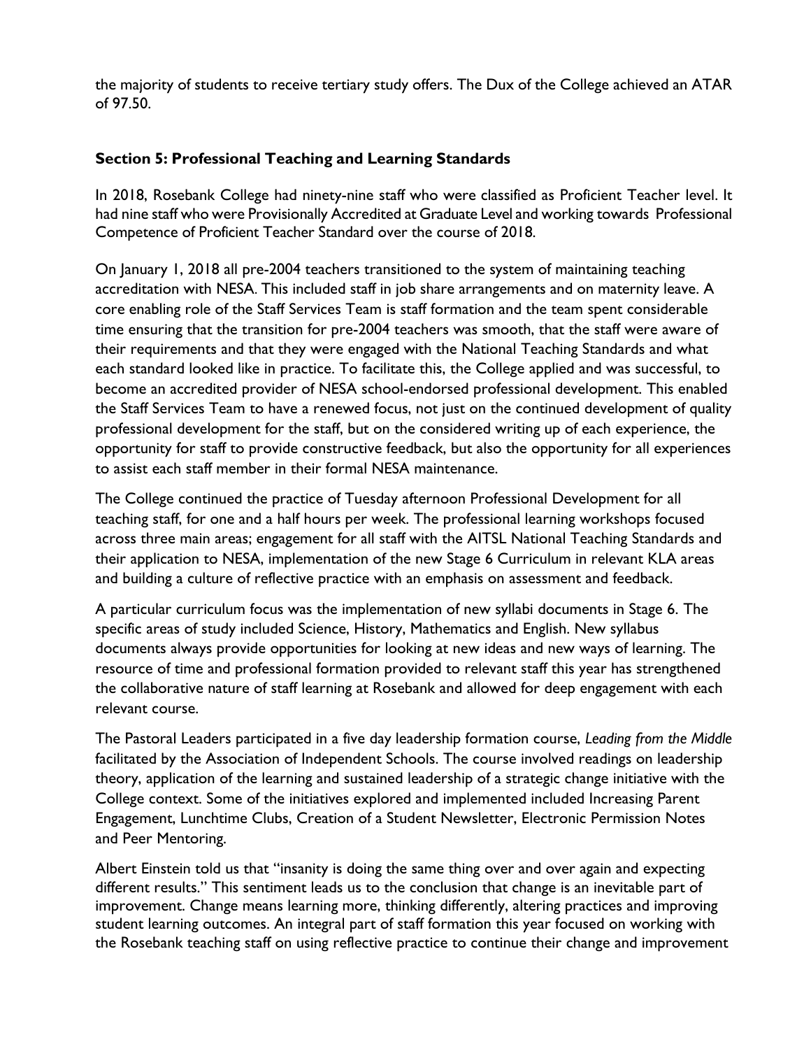the majority of students to receive tertiary study offers. The Dux of the College achieved an ATAR of 97.50.

## Section 5: Professional Teaching and Learning Standards

In 2018, Rosebank College had ninety-nine staff who were classified as Proficient Teacher level. It had nine staff who were Provisionally Accredited at Graduate Level and working towards Professional Competence of Proficient Teacher Standard over the course of 2018.

On January 1, 2018 all pre-2004 teachers transitioned to the system of maintaining teaching accreditation with NESA. This included staff in job share arrangements and on maternity leave. A core enabling role of the Staff Services Team is staff formation and the team spent considerable time ensuring that the transition for pre-2004 teachers was smooth, that the staff were aware of their requirements and that they were engaged with the National Teaching Standards and what each standard looked like in practice. To facilitate this, the College applied and was successful, to become an accredited provider of NESA school-endorsed professional development. This enabled the Staff Services Team to have a renewed focus, not just on the continued development of quality professional development for the staff, but on the considered writing up of each experience, the opportunity for staff to provide constructive feedback, but also the opportunity for all experiences to assist each staff member in their formal NESA maintenance.

The College continued the practice of Tuesday afternoon Professional Development for all teaching staff, for one and a half hours per week. The professional learning workshops focused across three main areas; engagement for all staff with the AITSL National Teaching Standards and their application to NESA, implementation of the new Stage 6 Curriculum in relevant KLA areas and building a culture of reflective practice with an emphasis on assessment and feedback.

A particular curriculum focus was the implementation of new syllabi documents in Stage 6. The specific areas of study included Science, History, Mathematics and English. New syllabus documents always provide opportunities for looking at new ideas and new ways of learning. The resource of time and professional formation provided to relevant staff this year has strengthened the collaborative nature of staff learning at Rosebank and allowed for deep engagement with each relevant course.

The Pastoral Leaders participated in a five day leadership formation course, *Leading from the Middle* facilitated by the Association of Independent Schools. The course involved readings on leadership theory, application of the learning and sustained leadership of a strategic change initiative with the College context. Some of the initiatives explored and implemented included Increasing Parent Engagement, Lunchtime Clubs, Creation of a Student Newsletter, Electronic Permission Notes and Peer Mentoring.

Albert Einstein told us that "insanity is doing the same thing over and over again and expecting different results." This sentiment leads us to the conclusion that change is an inevitable part of improvement. Change means learning more, thinking differently, altering practices and improving student learning outcomes. An integral part of staff formation this year focused on working with the Rosebank teaching staff on using reflective practice to continue their change and improvement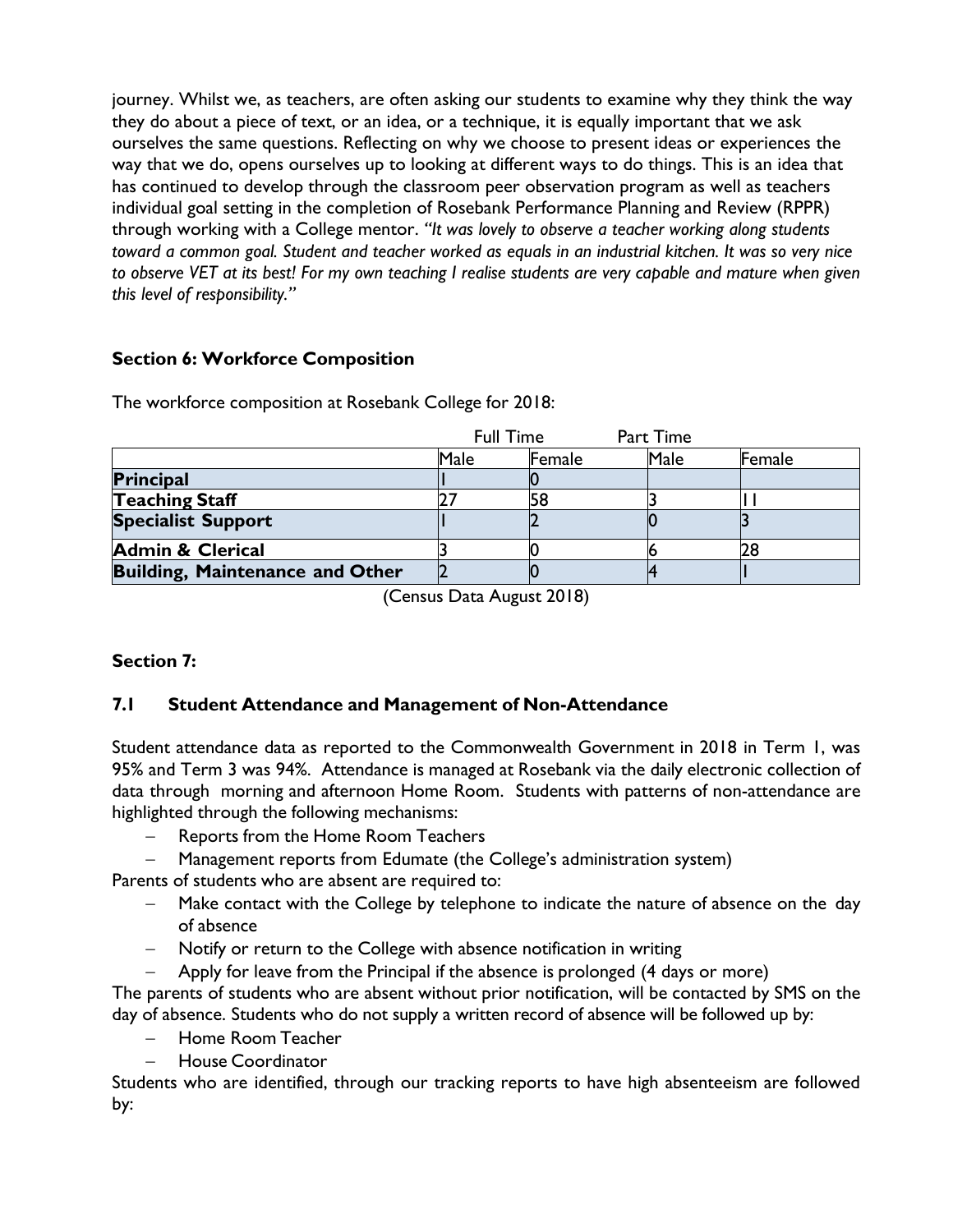journey. Whilst we, as teachers, are often asking our students to examine why they think the way they do about a piece of text, or an idea, or a technique, it is equally important that we ask ourselves the same questions. Reflecting on why we choose to present ideas or experiences the way that we do, opens ourselves up to looking at different ways to do things. This is an idea that has continued to develop through the classroom peer observation program as well as teachers individual goal setting in the completion of Rosebank Performance Planning and Review (RPPR) through working with a College mentor. *"It was lovely to observe a teacher working along students toward a common goal. Student and teacher worked as equals in an industrial kitchen. It was so very nice to observe VET at its best! For my own teaching I realise students are very capable and mature when given this level of responsibility."*

## Section 6: Workforce Composition

The workforce composition at Rosebank College for 2018:

| | Full Time | | Part Time | |
|---|---|---|---|---|
| | Male | Female | Male | Female |
| **Principal** | 1 | 0 | | |
| **Teaching Staff** | 27 | 58 | 3 | 11 |
| **Specialist Support** | 1 | 2 | 0 | 3 |
| **Admin & Clerical** | 3 | 0 | 6 | 28 |
| **Building, Maintenance and Other** | 2 | 0 | 4 | 1 |

(Census Data August 2018)

## Section 7:

### 7.1 Student Attendance and Management of Non-Attendance

Student attendance data as reported to the Commonwealth Government in 2018 in Term 1, was 95% and Term 3 was 94%. Attendance is managed at Rosebank via the daily electronic collection of data through morning and afternoon Home Room. Students with patterns of non-attendance are highlighted through the following mechanisms:

- Reports from the Home Room Teachers
- Management reports from Edumate (the College's administration system)

Parents of students who are absent are required to:

- Make contact with the College by telephone to indicate the nature of absence on the day of absence
- Notify or return to the College with absence notification in writing
- Apply for leave from the Principal if the absence is prolonged (4 days or more)

The parents of students who are absent without prior notification, will be contacted by SMS on the day of absence. Students who do not supply a written record of absence will be followed up by:

- Home Room Teacher
- House Coordinator

Students who are identified, through our tracking reports to have high absenteeism are followed by: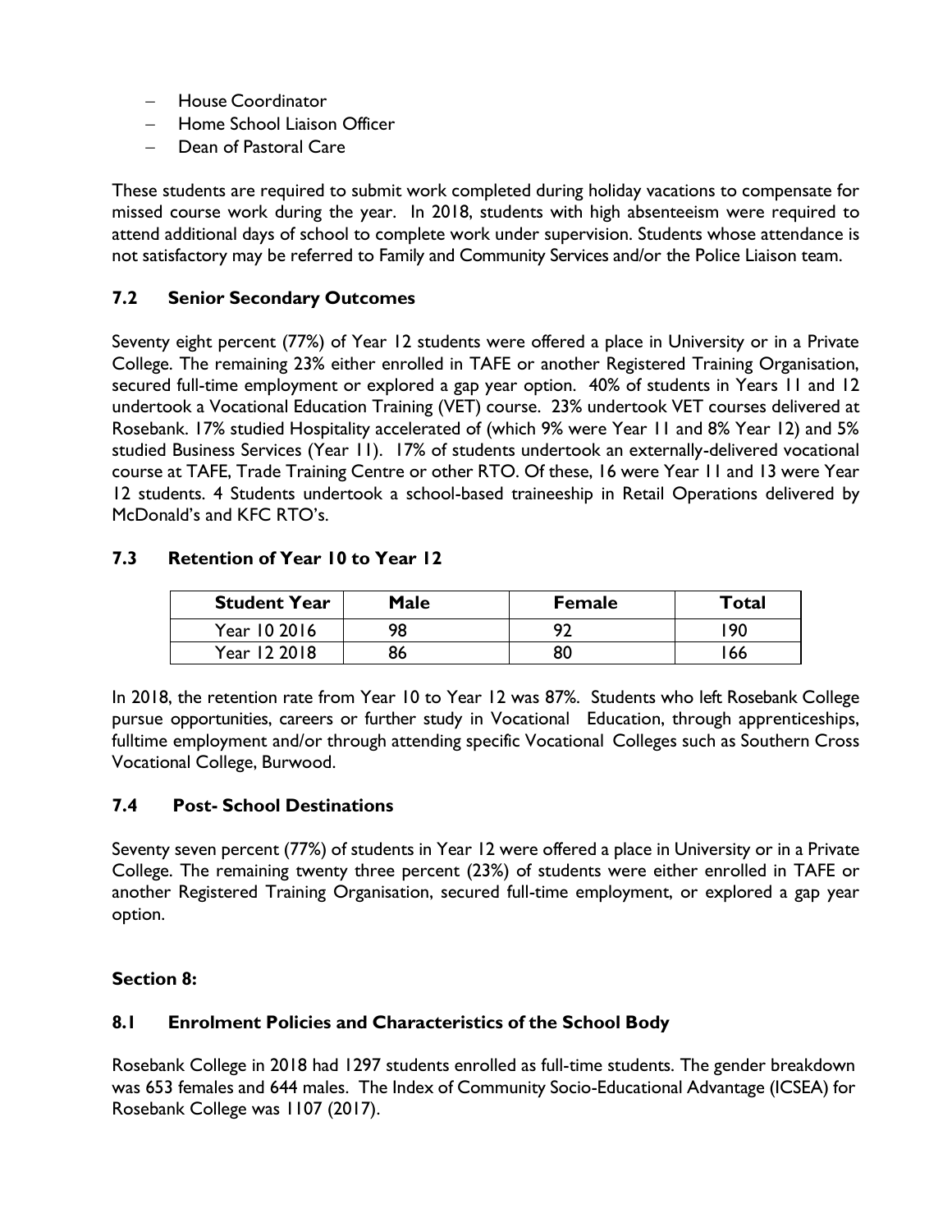- House Coordinator
- Home School Liaison Officer
- Dean of Pastoral Care

These students are required to submit work completed during holiday vacations to compensate for missed course work during the year. In 2018, students with high absenteeism were required to attend additional days of school to complete work under supervision. Students whose attendance is not satisfactory may be referred to Family and Community Services and/or the Police Liaison team.

### 7.2 Senior Secondary Outcomes

Seventy eight percent (77%) of Year 12 students were offered a place in University or in a Private College. The remaining 23% either enrolled in TAFE or another Registered Training Organisation, secured full-time employment or explored a gap year option. 40% of students in Years 11 and 12 undertook a Vocational Education Training (VET) course. 23% undertook VET courses delivered at Rosebank. 17% studied Hospitality accelerated of (which 9% were Year 11 and 8% Year 12) and 5% studied Business Services (Year 11). 17% of students undertook an externally-delivered vocational course at TAFE, Trade Training Centre or other RTO. Of these, 16 were Year 11 and 13 were Year 12 students. 4 Students undertook a school-based traineeship in Retail Operations delivered by McDonald's and KFC RTO's.

### 7.3 Retention of Year 10 to Year 12

| Student Year | Male | Female | Total |
|---|---|---|---|
| Year 10 2016 | 98 | 92 | 190 |
| Year 12 2018 | 86 | 80 | 166 |

In 2018, the retention rate from Year 10 to Year 12 was 87%. Students who left Rosebank College pursue opportunities, careers or further study in Vocational Education, through apprenticeships, fulltime employment and/or through attending specific Vocational Colleges such as Southern Cross Vocational College, Burwood.

### 7.4 Post- School Destinations

Seventy seven percent (77%) of students in Year 12 were offered a place in University or in a Private College. The remaining twenty three percent (23%) of students were either enrolled in TAFE or another Registered Training Organisation, secured full-time employment, or explored a gap year option.

## Section 8:

### 8.1 Enrolment Policies and Characteristics of the School Body

Rosebank College in 2018 had 1297 students enrolled as full-time students. The gender breakdown was 653 females and 644 males. The Index of Community Socio-Educational Advantage (ICSEA) for Rosebank College was 1107 (2017).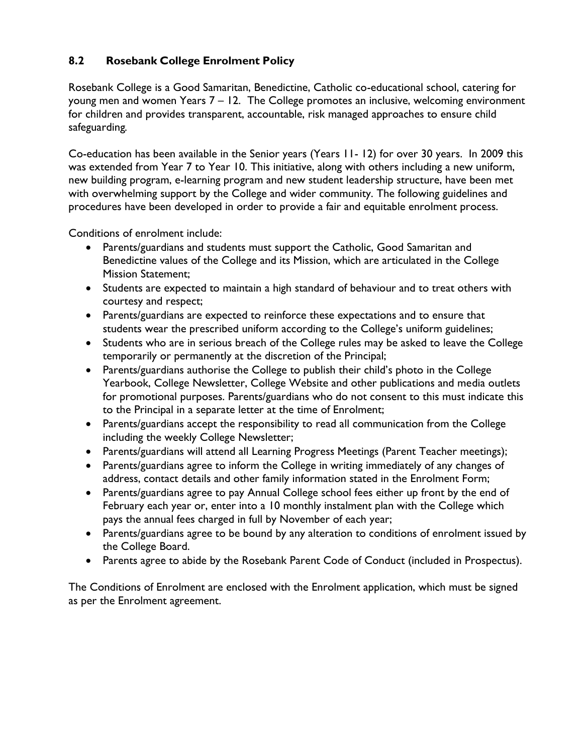### 8.2 Rosebank College Enrolment Policy

Rosebank College is a Good Samaritan, Benedictine, Catholic co-educational school, catering for young men and women Years 7 – 12. The College promotes an inclusive, welcoming environment for children and provides transparent, accountable, risk managed approaches to ensure child safeguarding.

Co-education has been available in the Senior years (Years 11- 12) for over 30 years. In 2009 this was extended from Year 7 to Year 10. This initiative, along with others including a new uniform, new building program, e-learning program and new student leadership structure, have been met with overwhelming support by the College and wider community. The following guidelines and procedures have been developed in order to provide a fair and equitable enrolment process.

Conditions of enrolment include:

- Parents/guardians and students must support the Catholic, Good Samaritan and Benedictine values of the College and its Mission, which are articulated in the College Mission Statement;
- Students are expected to maintain a high standard of behaviour and to treat others with courtesy and respect;
- Parents/guardians are expected to reinforce these expectations and to ensure that students wear the prescribed uniform according to the College's uniform guidelines;
- Students who are in serious breach of the College rules may be asked to leave the College temporarily or permanently at the discretion of the Principal;
- Parents/guardians authorise the College to publish their child's photo in the College Yearbook, College Newsletter, College Website and other publications and media outlets for promotional purposes. Parents/guardians who do not consent to this must indicate this to the Principal in a separate letter at the time of Enrolment;
- Parents/guardians accept the responsibility to read all communication from the College including the weekly College Newsletter;
- Parents/guardians will attend all Learning Progress Meetings (Parent Teacher meetings);
- Parents/guardians agree to inform the College in writing immediately of any changes of address, contact details and other family information stated in the Enrolment Form;
- Parents/guardians agree to pay Annual College school fees either up front by the end of February each year or, enter into a 10 monthly instalment plan with the College which pays the annual fees charged in full by November of each year;
- Parents/guardians agree to be bound by any alteration to conditions of enrolment issued by the College Board.
- Parents agree to abide by the Rosebank Parent Code of Conduct (included in Prospectus).

The Conditions of Enrolment are enclosed with the Enrolment application, which must be signed as per the Enrolment agreement.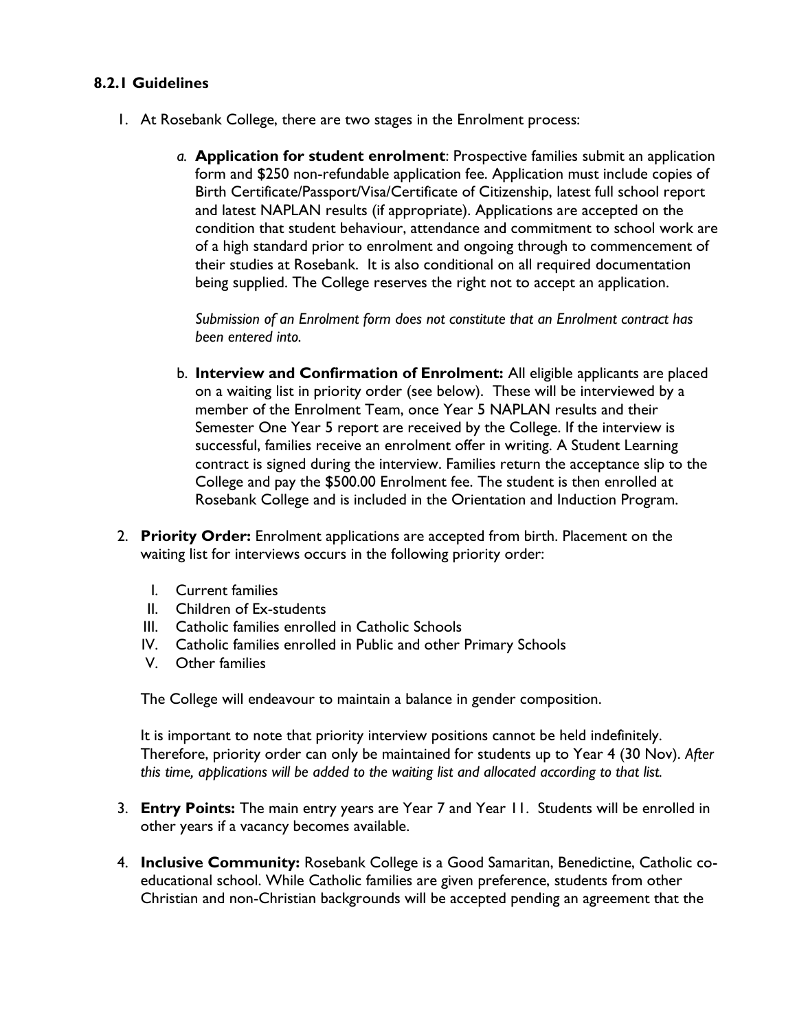### 8.2.1 Guidelines

1. At Rosebank College, there are two stages in the Enrolment process:

   a. **Application for student enrolment**: Prospective families submit an application form and $250 non-refundable application fee. Application must include copies of Birth Certificate/Passport/Visa/Certificate of Citizenship, latest full school report and latest NAPLAN results (if appropriate). Applications are accepted on the condition that student behaviour, attendance and commitment to school work are of a high standard prior to enrolment and ongoing through to commencement of their studies at Rosebank. It is also conditional on all required documentation being supplied. The College reserves the right not to accept an application.

      *Submission of an Enrolment form does not constitute that an Enrolment contract has been entered into.*

   b. **Interview and Confirmation of Enrolment:** All eligible applicants are placed on a waiting list in priority order (see below). These will be interviewed by a member of the Enrolment Team, once Year 5 NAPLAN results and their Semester One Year 5 report are received by the College. If the interview is successful, families receive an enrolment offer in writing. A Student Learning contract is signed during the interview. Families return the acceptance slip to the College and pay the $500.00 Enrolment fee. The student is then enrolled at Rosebank College and is included in the Orientation and Induction Program.

2. **Priority Order:** Enrolment applications are accepted from birth. Placement on the waiting list for interviews occurs in the following priority order:

   I. Current families
   II. Children of Ex-students
   III. Catholic families enrolled in Catholic Schools
   IV. Catholic families enrolled in Public and other Primary Schools
   V. Other families

   The College will endeavour to maintain a balance in gender composition.

   It is important to note that priority interview positions cannot be held indefinitely. Therefore, priority order can only be maintained for students up to Year 4 (30 Nov). *After this time, applications will be added to the waiting list and allocated according to that list.*

3. **Entry Points:** The main entry years are Year 7 and Year 11. Students will be enrolled in other years if a vacancy becomes available.

4. **Inclusive Community:** Rosebank College is a Good Samaritan, Benedictine, Catholic co-educational school. While Catholic families are given preference, students from other Christian and non-Christian backgrounds will be accepted pending an agreement that the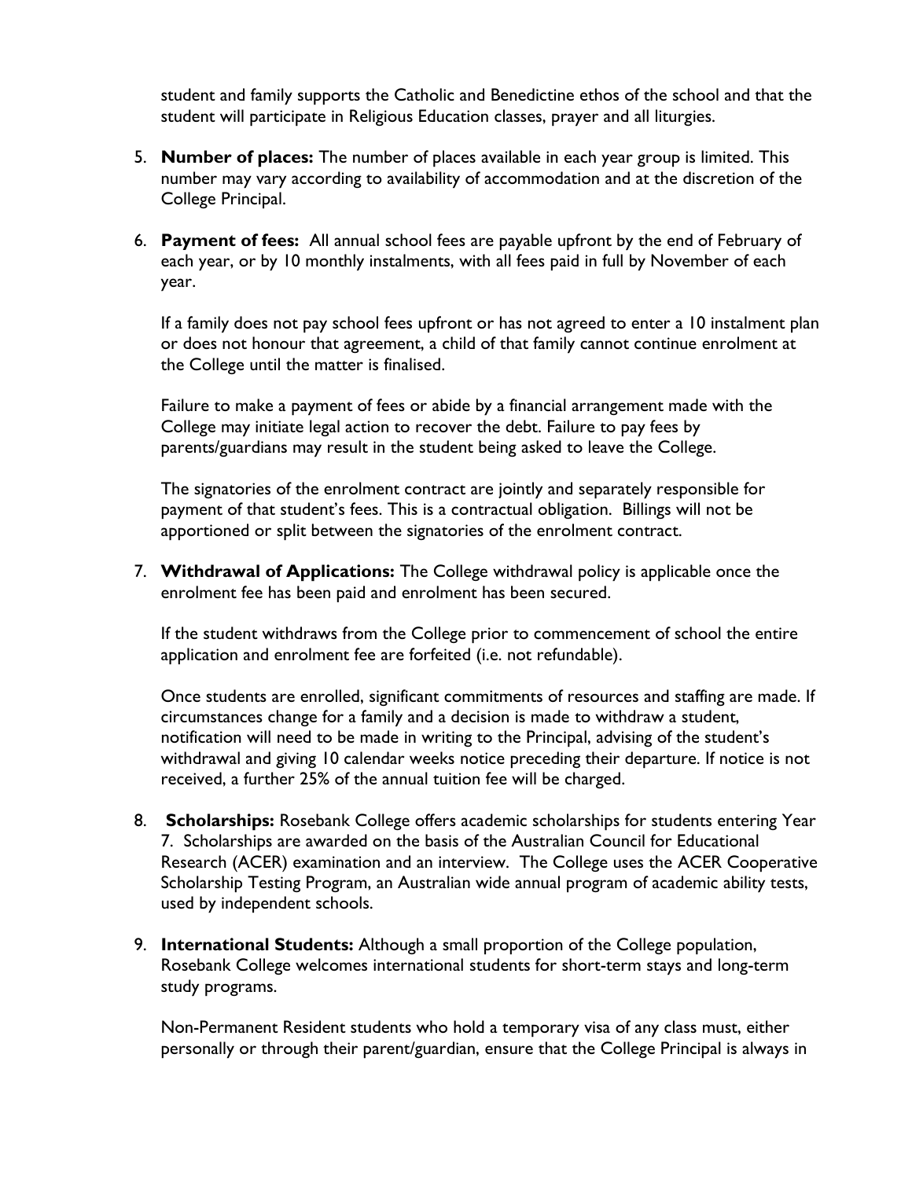student and family supports the Catholic and Benedictine ethos of the school and that the student will participate in Religious Education classes, prayer and all liturgies.

5. **Number of places:** The number of places available in each year group is limited. This number may vary according to availability of accommodation and at the discretion of the College Principal.

6. **Payment of fees:** All annual school fees are payable upfront by the end of February of each year, or by 10 monthly instalments, with all fees paid in full by November of each year.

   If a family does not pay school fees upfront or has not agreed to enter a 10 instalment plan or does not honour that agreement, a child of that family cannot continue enrolment at the College until the matter is finalised.

   Failure to make a payment of fees or abide by a financial arrangement made with the College may initiate legal action to recover the debt. Failure to pay fees by parents/guardians may result in the student being asked to leave the College.

   The signatories of the enrolment contract are jointly and separately responsible for payment of that student's fees. This is a contractual obligation. Billings will not be apportioned or split between the signatories of the enrolment contract.

7. **Withdrawal of Applications:** The College withdrawal policy is applicable once the enrolment fee has been paid and enrolment has been secured.

   If the student withdraws from the College prior to commencement of school the entire application and enrolment fee are forfeited (i.e. not refundable).

   Once students are enrolled, significant commitments of resources and staffing are made. If circumstances change for a family and a decision is made to withdraw a student, notification will need to be made in writing to the Principal, advising of the student's withdrawal and giving 10 calendar weeks notice preceding their departure. If notice is not received, a further 25% of the annual tuition fee will be charged.

8. **Scholarships:** Rosebank College offers academic scholarships for students entering Year 7. Scholarships are awarded on the basis of the Australian Council for Educational Research (ACER) examination and an interview. The College uses the ACER Cooperative Scholarship Testing Program, an Australian wide annual program of academic ability tests, used by independent schools.

9. **International Students:** Although a small proportion of the College population, Rosebank College welcomes international students for short-term stays and long-term study programs.

   Non-Permanent Resident students who hold a temporary visa of any class must, either personally or through their parent/guardian, ensure that the College Principal is always in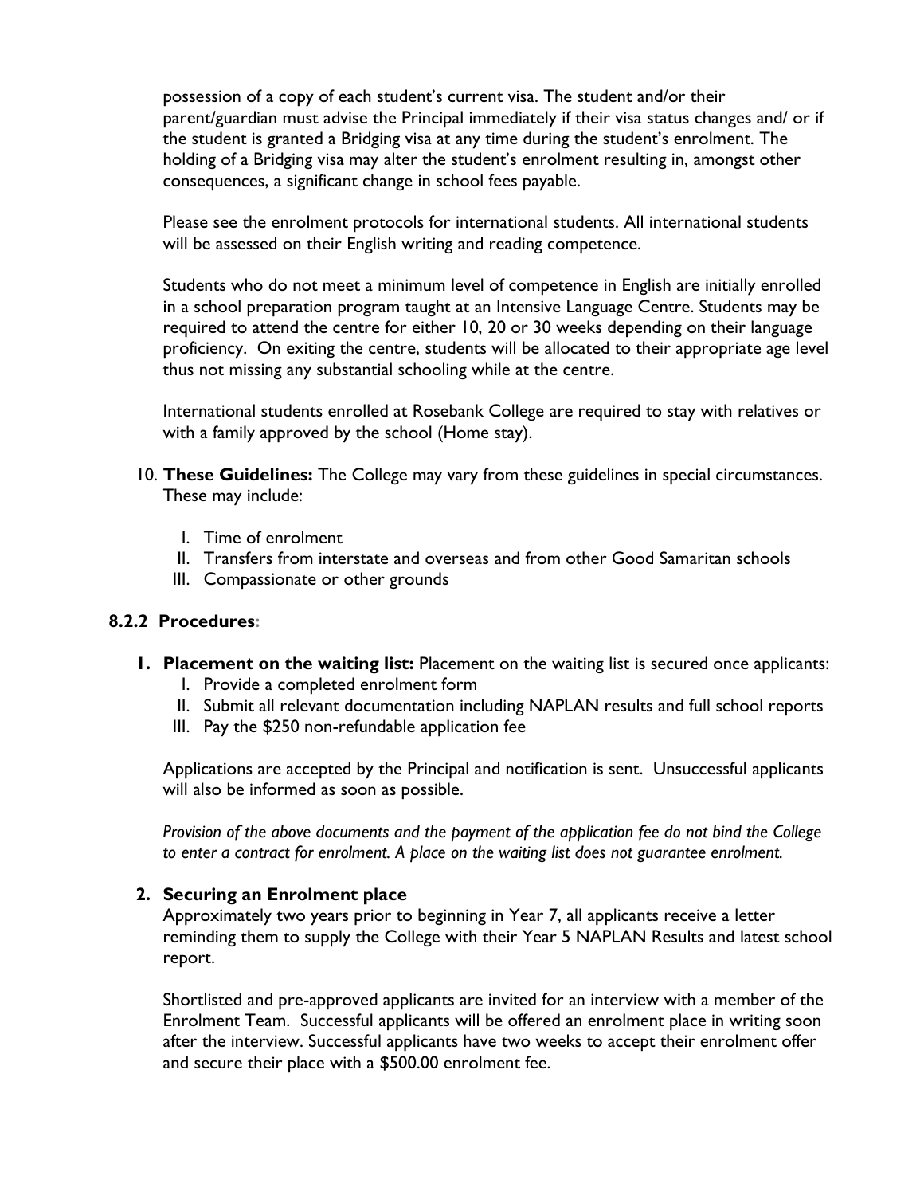possession of a copy of each student's current visa. The student and/or their parent/guardian must advise the Principal immediately if their visa status changes and/ or if the student is granted a Bridging visa at any time during the student's enrolment. The holding of a Bridging visa may alter the student's enrolment resulting in, amongst other consequences, a significant change in school fees payable.

Please see the enrolment protocols for international students. All international students will be assessed on their English writing and reading competence.

Students who do not meet a minimum level of competence in English are initially enrolled in a school preparation program taught at an Intensive Language Centre. Students may be required to attend the centre for either 10, 20 or 30 weeks depending on their language proficiency. On exiting the centre, students will be allocated to their appropriate age level thus not missing any substantial schooling while at the centre.

International students enrolled at Rosebank College are required to stay with relatives or with a family approved by the school (Home stay).

10. **These Guidelines:** The College may vary from these guidelines in special circumstances. These may include:
    I. Time of enrolment
    II. Transfers from interstate and overseas and from other Good Samaritan schools
    III. Compassionate or other grounds

### 8.2.2 Procedures:

1. **Placement on the waiting list:** Placement on the waiting list is secured once applicants:
    I. Provide a completed enrolment form
    II. Submit all relevant documentation including NAPLAN results and full school reports
    III. Pay the $250 non-refundable application fee

   Applications are accepted by the Principal and notification is sent. Unsuccessful applicants will also be informed as soon as possible.

   *Provision of the above documents and the payment of the application fee do not bind the College to enter a contract for enrolment. A place on the waiting list does not guarantee enrolment.*

2. **Securing an Enrolment place**

   Approximately two years prior to beginning in Year 7, all applicants receive a letter reminding them to supply the College with their Year 5 NAPLAN Results and latest school report.

   Shortlisted and pre-approved applicants are invited for an interview with a member of the Enrolment Team. Successful applicants will be offered an enrolment place in writing soon after the interview. Successful applicants have two weeks to accept their enrolment offer and secure their place with a $500.00 enrolment fee.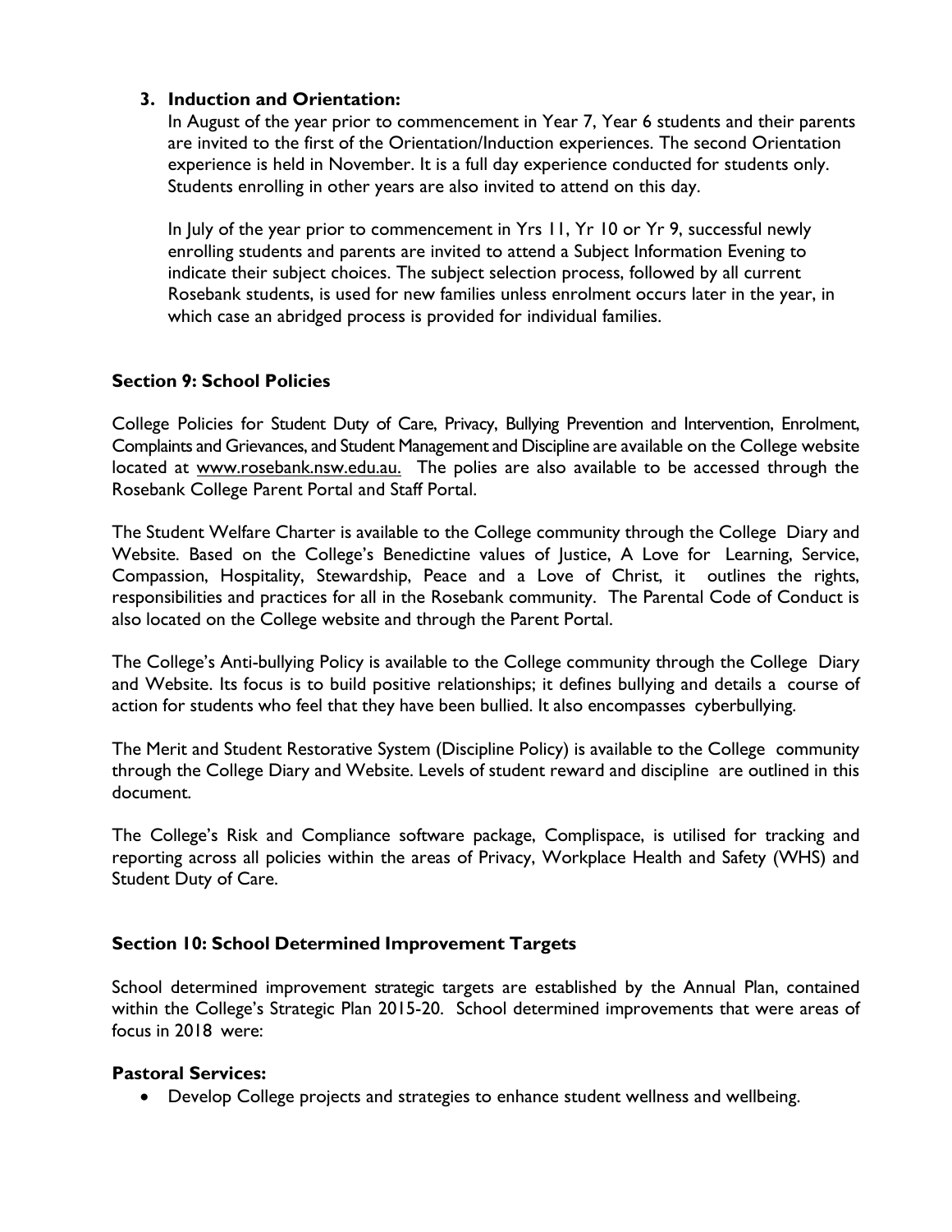3. **Induction and Orientation:**

   In August of the year prior to commencement in Year 7, Year 6 students and their parents are invited to the first of the Orientation/Induction experiences. The second Orientation experience is held in November. It is a full day experience conducted for students only. Students enrolling in other years are also invited to attend on this day.

   In July of the year prior to commencement in Yrs 11, Yr 10 or Yr 9, successful newly enrolling students and parents are invited to attend a Subject Information Evening to indicate their subject choices. The subject selection process, followed by all current Rosebank students, is used for new families unless enrolment occurs later in the year, in which case an abridged process is provided for individual families.

## Section 9: School Policies

College Policies for Student Duty of Care, Privacy, Bullying Prevention and Intervention, Enrolment, Complaints and Grievances, and Student Management and Discipline are available on the College website located at www.rosebank.nsw.edu.au. The polies are also available to be accessed through the Rosebank College Parent Portal and Staff Portal.

The Student Welfare Charter is available to the College community through the College Diary and Website. Based on the College's Benedictine values of Justice, A Love for Learning, Service, Compassion, Hospitality, Stewardship, Peace and a Love of Christ, it outlines the rights, responsibilities and practices for all in the Rosebank community. The Parental Code of Conduct is also located on the College website and through the Parent Portal.

The College's Anti-bullying Policy is available to the College community through the College Diary and Website. Its focus is to build positive relationships; it defines bullying and details a course of action for students who feel that they have been bullied. It also encompasses cyberbullying.

The Merit and Student Restorative System (Discipline Policy) is available to the College community through the College Diary and Website. Levels of student reward and discipline are outlined in this document.

The College's Risk and Compliance software package, Complispace, is utilised for tracking and reporting across all policies within the areas of Privacy, Workplace Health and Safety (WHS) and Student Duty of Care.

## Section 10: School Determined Improvement Targets

School determined improvement strategic targets are established by the Annual Plan, contained within the College's Strategic Plan 2015-20. School determined improvements that were areas of focus in 2018 were:

### Pastoral Services:

- Develop College projects and strategies to enhance student wellness and wellbeing.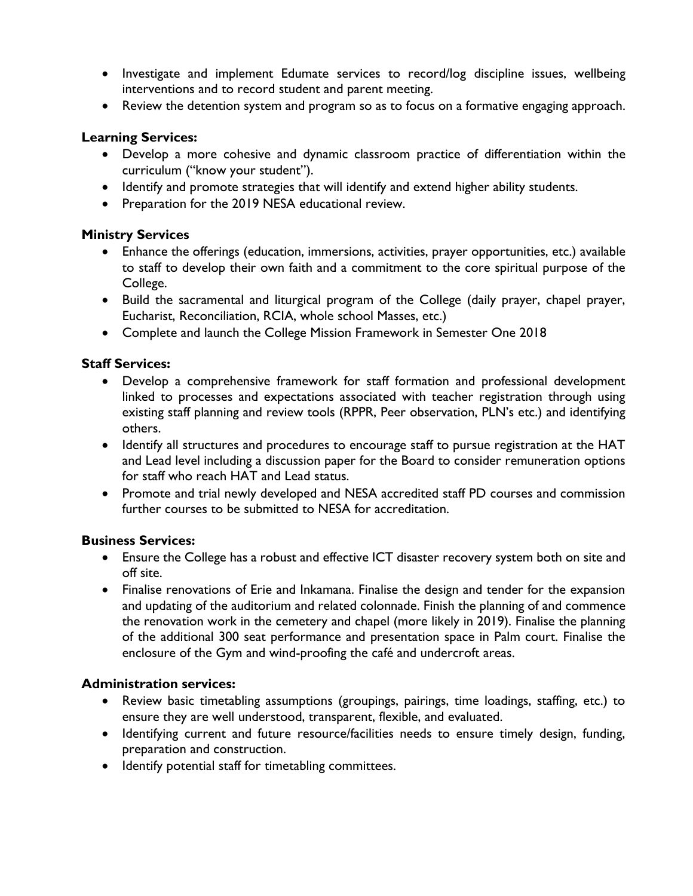- Investigate and implement Edumate services to record/log discipline issues, wellbeing interventions and to record student and parent meeting.
- Review the detention system and program so as to focus on a formative engaging approach.

**Learning Services:**

- Develop a more cohesive and dynamic classroom practice of differentiation within the curriculum ("know your student").
- Identify and promote strategies that will identify and extend higher ability students.
- Preparation for the 2019 NESA educational review.

**Ministry Services**

- Enhance the offerings (education, immersions, activities, prayer opportunities, etc.) available to staff to develop their own faith and a commitment to the core spiritual purpose of the College.
- Build the sacramental and liturgical program of the College (daily prayer, chapel prayer, Eucharist, Reconciliation, RCIA, whole school Masses, etc.)
- Complete and launch the College Mission Framework in Semester One 2018

**Staff Services:**

- Develop a comprehensive framework for staff formation and professional development linked to processes and expectations associated with teacher registration through using existing staff planning and review tools (RPPR, Peer observation, PLN's etc.) and identifying others.
- Identify all structures and procedures to encourage staff to pursue registration at the HAT and Lead level including a discussion paper for the Board to consider remuneration options for staff who reach HAT and Lead status.
- Promote and trial newly developed and NESA accredited staff PD courses and commission further courses to be submitted to NESA for accreditation.

**Business Services:**

- Ensure the College has a robust and effective ICT disaster recovery system both on site and off site.
- Finalise renovations of Erie and Inkamana. Finalise the design and tender for the expansion and updating of the auditorium and related colonnade. Finish the planning of and commence the renovation work in the cemetery and chapel (more likely in 2019). Finalise the planning of the additional 300 seat performance and presentation space in Palm court. Finalise the enclosure of the Gym and wind-proofing the café and undercroft areas.

**Administration services:**

- Review basic timetabling assumptions (groupings, pairings, time loadings, staffing, etc.) to ensure they are well understood, transparent, flexible, and evaluated.
- Identifying current and future resource/facilities needs to ensure timely design, funding, preparation and construction.
- Identify potential staff for timetabling committees.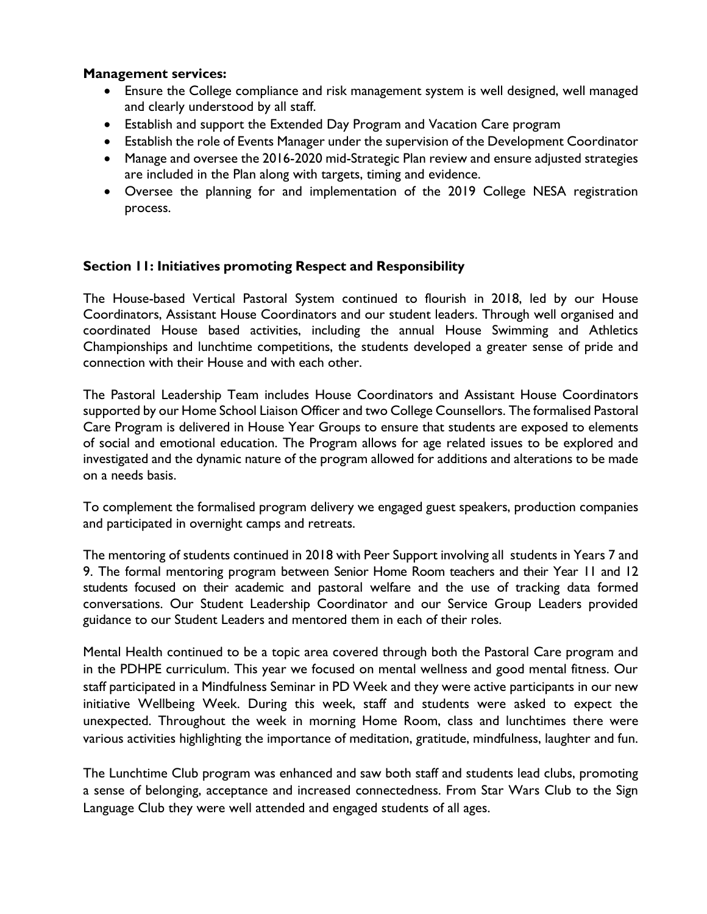**Management services:**

- Ensure the College compliance and risk management system is well designed, well managed and clearly understood by all staff.
- Establish and support the Extended Day Program and Vacation Care program
- Establish the role of Events Manager under the supervision of the Development Coordinator
- Manage and oversee the 2016-2020 mid-Strategic Plan review and ensure adjusted strategies are included in the Plan along with targets, timing and evidence.
- Oversee the planning for and implementation of the 2019 College NESA registration process.

### Section 11: Initiatives promoting Respect and Responsibility

The House-based Vertical Pastoral System continued to flourish in 2018, led by our House Coordinators, Assistant House Coordinators and our student leaders. Through well organised and coordinated House based activities, including the annual House Swimming and Athletics Championships and lunchtime competitions, the students developed a greater sense of pride and connection with their House and with each other.

The Pastoral Leadership Team includes House Coordinators and Assistant House Coordinators supported by our Home School Liaison Officer and two College Counsellors. The formalised Pastoral Care Program is delivered in House Year Groups to ensure that students are exposed to elements of social and emotional education. The Program allows for age related issues to be explored and investigated and the dynamic nature of the program allowed for additions and alterations to be made on a needs basis.

To complement the formalised program delivery we engaged guest speakers, production companies and participated in overnight camps and retreats.

The mentoring of students continued in 2018 with Peer Support involving all students in Years 7 and 9. The formal mentoring program between Senior Home Room teachers and their Year 11 and 12 students focused on their academic and pastoral welfare and the use of tracking data formed conversations. Our Student Leadership Coordinator and our Service Group Leaders provided guidance to our Student Leaders and mentored them in each of their roles.

Mental Health continued to be a topic area covered through both the Pastoral Care program and in the PDHPE curriculum. This year we focused on mental wellness and good mental fitness. Our staff participated in a Mindfulness Seminar in PD Week and they were active participants in our new initiative Wellbeing Week. During this week, staff and students were asked to expect the unexpected. Throughout the week in morning Home Room, class and lunchtimes there were various activities highlighting the importance of meditation, gratitude, mindfulness, laughter and fun.

The Lunchtime Club program was enhanced and saw both staff and students lead clubs, promoting a sense of belonging, acceptance and increased connectedness. From Star Wars Club to the Sign Language Club they were well attended and engaged students of all ages.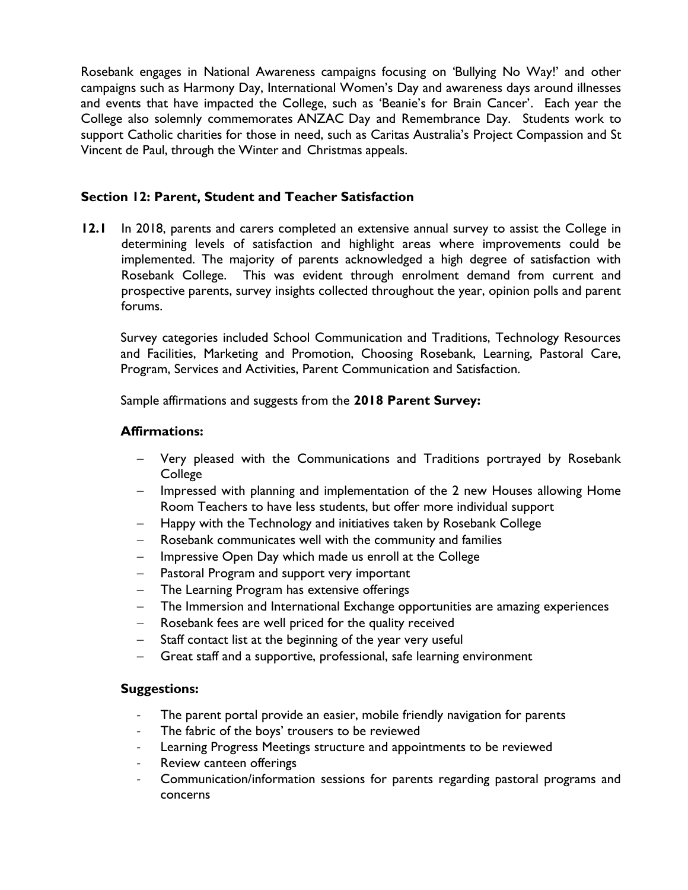Rosebank engages in National Awareness campaigns focusing on 'Bullying No Way!' and other campaigns such as Harmony Day, International Women's Day and awareness days around illnesses and events that have impacted the College, such as 'Beanie's for Brain Cancer'. Each year the College also solemnly commemorates ANZAC Day and Remembrance Day. Students work to support Catholic charities for those in need, such as Caritas Australia's Project Compassion and St Vincent de Paul, through the Winter and Christmas appeals.

## Section 12: Parent, Student and Teacher Satisfaction

**12.1** In 2018, parents and carers completed an extensive annual survey to assist the College in determining levels of satisfaction and highlight areas where improvements could be implemented. The majority of parents acknowledged a high degree of satisfaction with Rosebank College. This was evident through enrolment demand from current and prospective parents, survey insights collected throughout the year, opinion polls and parent forums.

Survey categories included School Communication and Traditions, Technology Resources and Facilities, Marketing and Promotion, Choosing Rosebank, Learning, Pastoral Care, Program, Services and Activities, Parent Communication and Satisfaction.

Sample affirmations and suggests from the **2018 Parent Survey:**

**Affirmations:**

- Very pleased with the Communications and Traditions portrayed by Rosebank College
- Impressed with planning and implementation of the 2 new Houses allowing Home Room Teachers to have less students, but offer more individual support
- Happy with the Technology and initiatives taken by Rosebank College
- Rosebank communicates well with the community and families
- Impressive Open Day which made us enroll at the College
- Pastoral Program and support very important
- The Learning Program has extensive offerings
- The Immersion and International Exchange opportunities are amazing experiences
- Rosebank fees are well priced for the quality received
- Staff contact list at the beginning of the year very useful
- Great staff and a supportive, professional, safe learning environment

**Suggestions:**

- The parent portal provide an easier, mobile friendly navigation for parents
- The fabric of the boys' trousers to be reviewed
- Learning Progress Meetings structure and appointments to be reviewed
- Review canteen offerings
- Communication/information sessions for parents regarding pastoral programs and concerns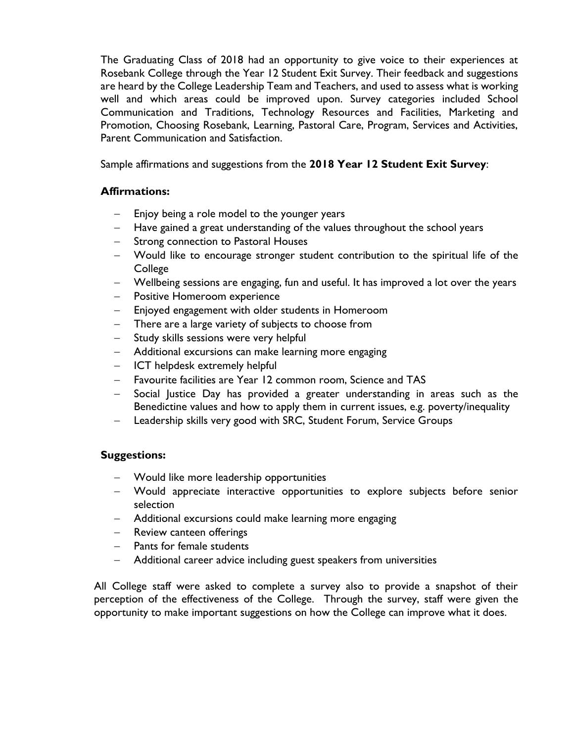The Graduating Class of 2018 had an opportunity to give voice to their experiences at Rosebank College through the Year 12 Student Exit Survey. Their feedback and suggestions are heard by the College Leadership Team and Teachers, and used to assess what is working well and which areas could be improved upon. Survey categories included School Communication and Traditions, Technology Resources and Facilities, Marketing and Promotion, Choosing Rosebank, Learning, Pastoral Care, Program, Services and Activities, Parent Communication and Satisfaction.

Sample affirmations and suggestions from the **2018 Year 12 Student Exit Survey**:

**Affirmations:**

- Enjoy being a role model to the younger years
- Have gained a great understanding of the values throughout the school years
- Strong connection to Pastoral Houses
- Would like to encourage stronger student contribution to the spiritual life of the College
- Wellbeing sessions are engaging, fun and useful. It has improved a lot over the years
- Positive Homeroom experience
- Enjoyed engagement with older students in Homeroom
- There are a large variety of subjects to choose from
- Study skills sessions were very helpful
- Additional excursions can make learning more engaging
- ICT helpdesk extremely helpful
- Favourite facilities are Year 12 common room, Science and TAS
- Social Justice Day has provided a greater understanding in areas such as the Benedictine values and how to apply them in current issues, e.g. poverty/inequality
- Leadership skills very good with SRC, Student Forum, Service Groups

**Suggestions:**

- Would like more leadership opportunities
- Would appreciate interactive opportunities to explore subjects before senior selection
- Additional excursions could make learning more engaging
- Review canteen offerings
- Pants for female students
- Additional career advice including guest speakers from universities

All College staff were asked to complete a survey also to provide a snapshot of their perception of the effectiveness of the College. Through the survey, staff were given the opportunity to make important suggestions on how the College can improve what it does.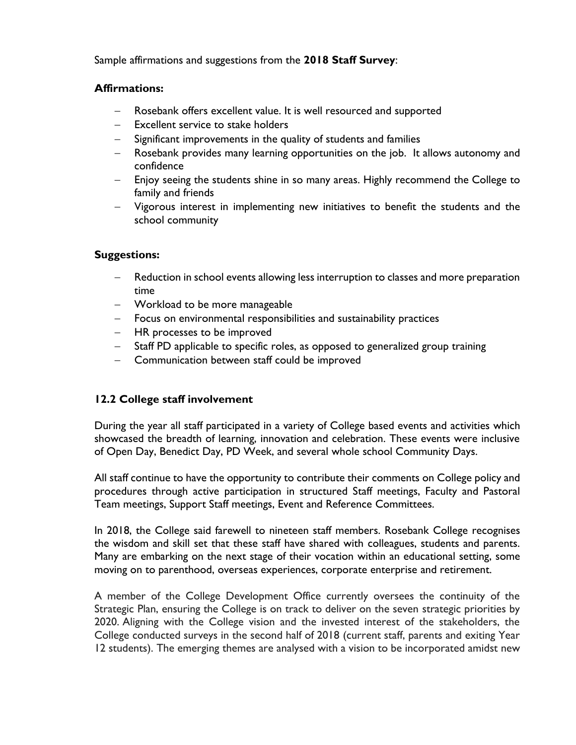Sample affirmations and suggestions from the **2018 Staff Survey**:

**Affirmations:**

- Rosebank offers excellent value. It is well resourced and supported
- Excellent service to stake holders
- Significant improvements in the quality of students and families
- Rosebank provides many learning opportunities on the job. It allows autonomy and confidence
- Enjoy seeing the students shine in so many areas. Highly recommend the College to family and friends
- Vigorous interest in implementing new initiatives to benefit the students and the school community

**Suggestions:**

- Reduction in school events allowing less interruption to classes and more preparation time
- Workload to be more manageable
- Focus on environmental responsibilities and sustainability practices
- HR processes to be improved
- Staff PD applicable to specific roles, as opposed to generalized group training
- Communication between staff could be improved

### 12.2 College staff involvement

During the year all staff participated in a variety of College based events and activities which showcased the breadth of learning, innovation and celebration. These events were inclusive of Open Day, Benedict Day, PD Week, and several whole school Community Days.

All staff continue to have the opportunity to contribute their comments on College policy and procedures through active participation in structured Staff meetings, Faculty and Pastoral Team meetings, Support Staff meetings, Event and Reference Committees.

In 2018, the College said farewell to nineteen staff members. Rosebank College recognises the wisdom and skill set that these staff have shared with colleagues, students and parents. Many are embarking on the next stage of their vocation within an educational setting, some moving on to parenthood, overseas experiences, corporate enterprise and retirement.

A member of the College Development Office currently oversees the continuity of the Strategic Plan, ensuring the College is on track to deliver on the seven strategic priorities by 2020. Aligning with the College vision and the invested interest of the stakeholders, the College conducted surveys in the second half of 2018 (current staff, parents and exiting Year 12 students). The emerging themes are analysed with a vision to be incorporated amidst new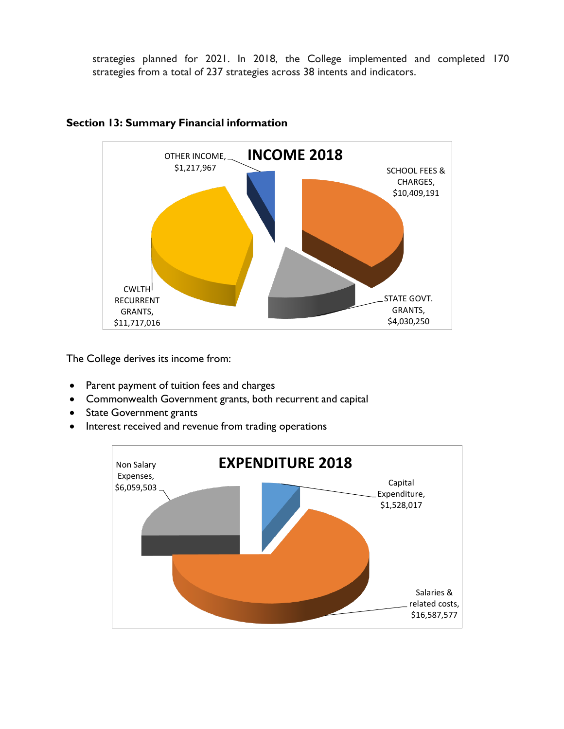strategies planned for 2021. In 2018, the College implemented and completed 170 strategies from a total of 237 strategies across 38 intents and indicators.

**Section 13: Summary Financial information**

**INCOME 2018**

| Income | Amount |
|---|---|
| OTHER INCOME | $1,217,967 |
| SCHOOL FEES & CHARGES | $10,409,191 |
| STATE GOVT. GRANTS | $4,030,250 |
| CWLTH RECURRENT GRANTS | $11,717,016 |

The College derives its income from:

- Parent payment of tuition fees and charges
- Commonwealth Government grants, both recurrent and capital
- State Government grants
- Interest received and revenue from trading operations

**EXPENDITURE 2018**

| Expenditure | Amount |
|---|---|
| Non Salary Expenses | $6,059,503 |
| Capital Expenditure | $1,528,017 |
| Salaries & related costs | $16,587,577 |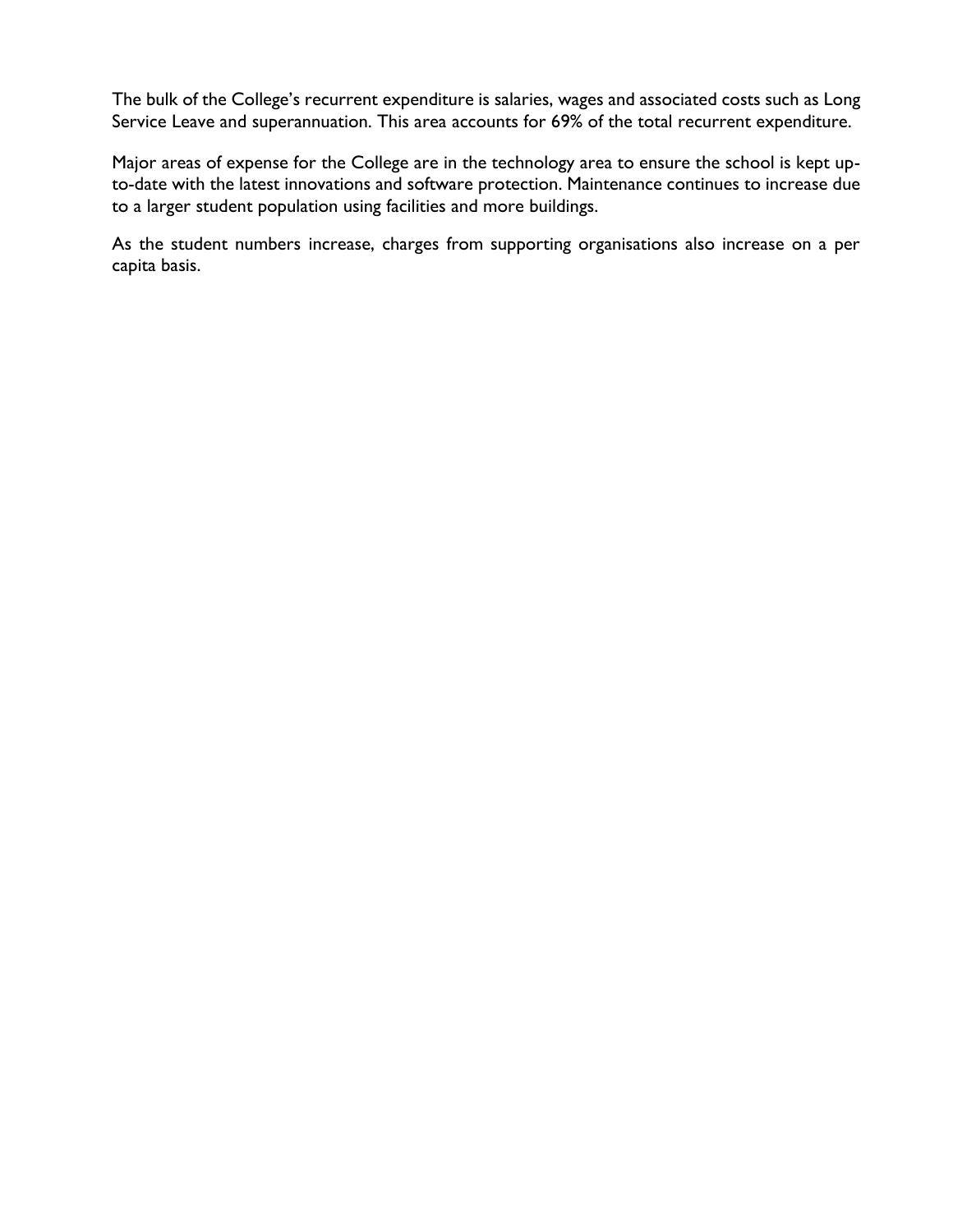The bulk of the College's recurrent expenditure is salaries, wages and associated costs such as Long Service Leave and superannuation. This area accounts for 69% of the total recurrent expenditure.

Major areas of expense for the College are in the technology area to ensure the school is kept up-to-date with the latest innovations and software protection. Maintenance continues to increase due to a larger student population using facilities and more buildings.

As the student numbers increase, charges from supporting organisations also increase on a per capita basis.